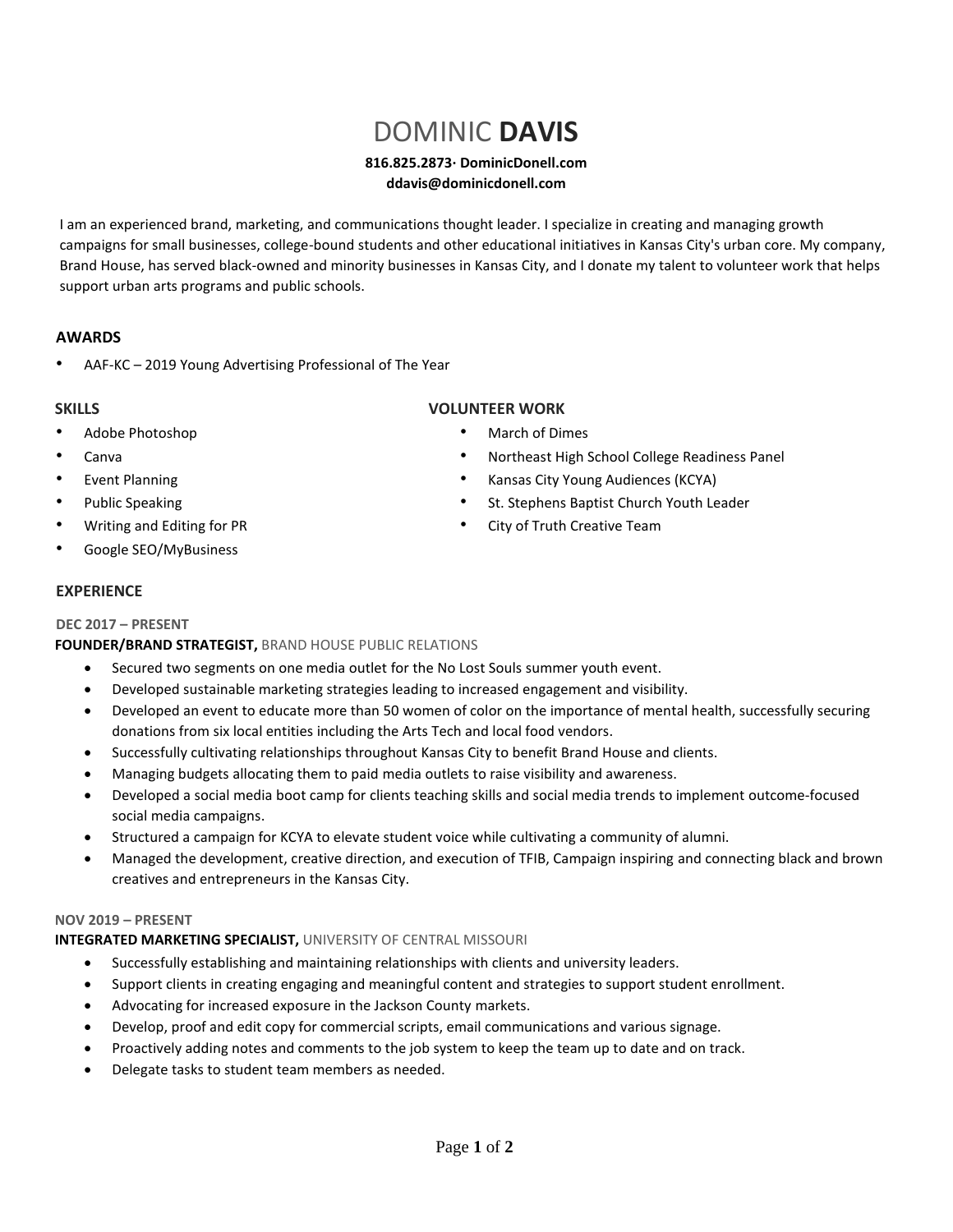# DOMINIC **DAVIS**

**816.825.2873· DominicDonell.com**
**ddavis@dominicdonell.com**

I am an experienced brand, marketing, and communications thought leader. I specialize in creating and managing growth campaigns for small businesses, college-bound students and other educational initiatives in Kansas City's urban core. My company, Brand House, has served black-owned and minority businesses in Kansas City, and I donate my talent to volunteer work that helps support urban arts programs and public schools.

## AWARDS

- AAF-KC – 2019 Young Advertising Professional of The Year

## SKILLS

- Adobe Photoshop
- Canva
- Event Planning
- Public Speaking
- Writing and Editing for PR
- Google SEO/MyBusiness

## VOLUNTEER WORK

- March of Dimes
- Northeast High School College Readiness Panel
- Kansas City Young Audiences (KCYA)
- St. Stephens Baptist Church Youth Leader
- City of Truth Creative Team

## EXPERIENCE

**DEC 2017 – PRESENT**
**FOUNDER/BRAND STRATEGIST,** BRAND HOUSE PUBLIC RELATIONS

- Secured two segments on one media outlet for the No Lost Souls summer youth event.
- Developed sustainable marketing strategies leading to increased engagement and visibility.
- Developed an event to educate more than 50 women of color on the importance of mental health, successfully securing donations from six local entities including the Arts Tech and local food vendors.
- Successfully cultivating relationships throughout Kansas City to benefit Brand House and clients.
- Managing budgets allocating them to paid media outlets to raise visibility and awareness.
- Developed a social media boot camp for clients teaching skills and social media trends to implement outcome-focused social media campaigns.
- Structured a campaign for KCYA to elevate student voice while cultivating a community of alumni.
- Managed the development, creative direction, and execution of TFIB, Campaign inspiring and connecting black and brown creatives and entrepreneurs in the Kansas City.

**NOV 2019 – PRESENT**
**INTEGRATED MARKETING SPECIALIST,** UNIVERSITY OF CENTRAL MISSOURI

- Successfully establishing and maintaining relationships with clients and university leaders.
- Support clients in creating engaging and meaningful content and strategies to support student enrollment.
- Advocating for increased exposure in the Jackson County markets.
- Develop, proof and edit copy for commercial scripts, email communications and various signage.
- Proactively adding notes and comments to the job system to keep the team up to date and on track.
- Delegate tasks to student team members as needed.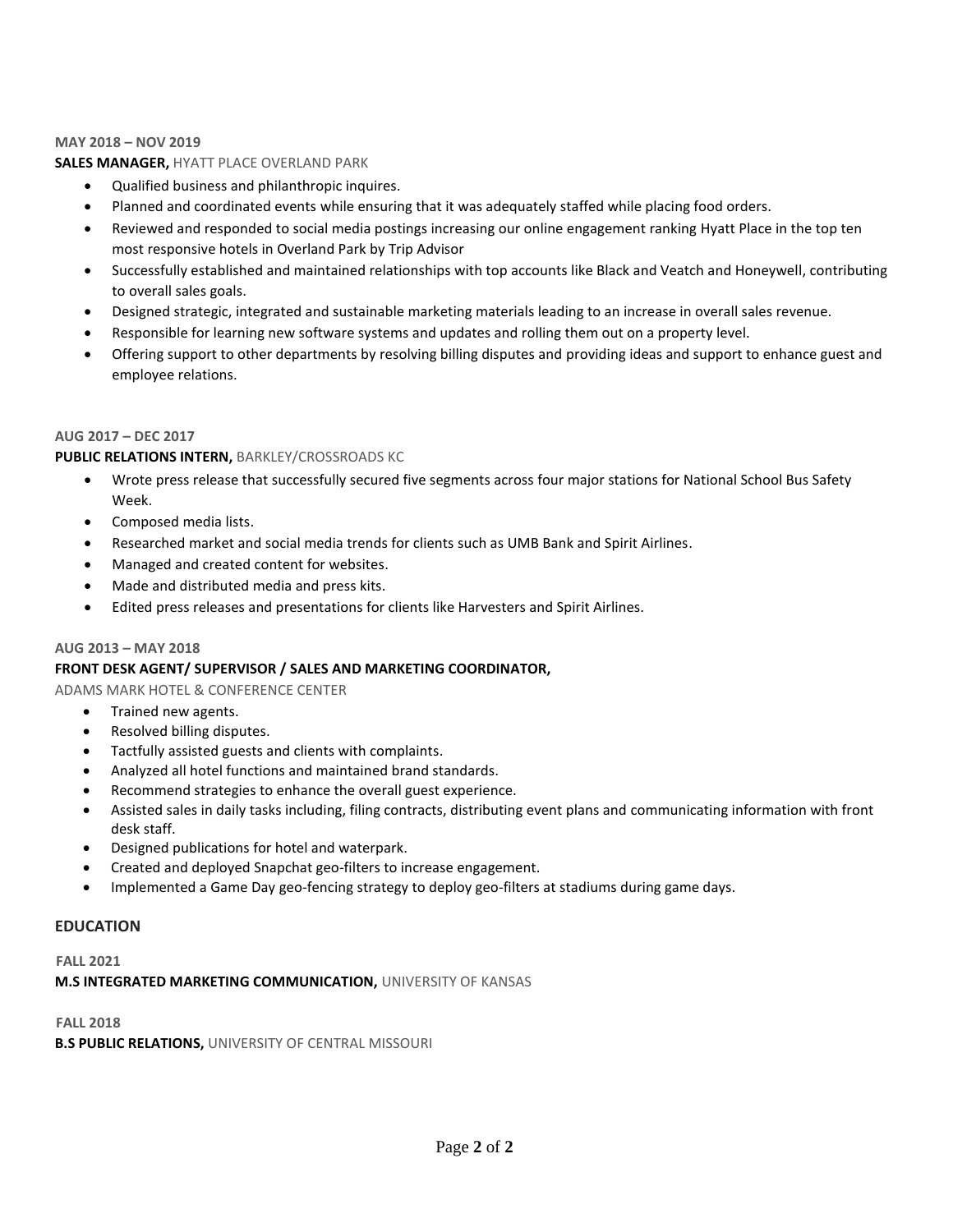**MAY 2018 – NOV 2019**

**SALES MANAGER,** HYATT PLACE OVERLAND PARK

- Qualified business and philanthropic inquires.
- Planned and coordinated events while ensuring that it was adequately staffed while placing food orders.
- Reviewed and responded to social media postings increasing our online engagement ranking Hyatt Place in the top ten most responsive hotels in Overland Park by Trip Advisor
- Successfully established and maintained relationships with top accounts like Black and Veatch and Honeywell, contributing to overall sales goals.
- Designed strategic, integrated and sustainable marketing materials leading to an increase in overall sales revenue.
- Responsible for learning new software systems and updates and rolling them out on a property level.
- Offering support to other departments by resolving billing disputes and providing ideas and support to enhance guest and employee relations.

**AUG 2017 – DEC 2017**

**PUBLIC RELATIONS INTERN,** BARKLEY/CROSSROADS KC

- Wrote press release that successfully secured five segments across four major stations for National School Bus Safety Week.
- Composed media lists.
- Researched market and social media trends for clients such as UMB Bank and Spirit Airlines.
- Managed and created content for websites.
- Made and distributed media and press kits.
- Edited press releases and presentations for clients like Harvesters and Spirit Airlines.

**AUG 2013 – MAY 2018**

**FRONT DESK AGENT/ SUPERVISOR / SALES AND MARKETING COORDINATOR,**

ADAMS MARK HOTEL & CONFERENCE CENTER

- Trained new agents.
- Resolved billing disputes.
- Tactfully assisted guests and clients with complaints.
- Analyzed all hotel functions and maintained brand standards.
- Recommend strategies to enhance the overall guest experience.
- Assisted sales in daily tasks including, filing contracts, distributing event plans and communicating information with front desk staff.
- Designed publications for hotel and waterpark.
- Created and deployed Snapchat geo-filters to increase engagement.
- Implemented a Game Day geo-fencing strategy to deploy geo-filters at stadiums during game days.

## EDUCATION

**FALL 2021**

**M.S INTEGRATED MARKETING COMMUNICATION,** UNIVERSITY OF KANSAS

**FALL 2018**

**B.S PUBLIC RELATIONS,** UNIVERSITY OF CENTRAL MISSOURI